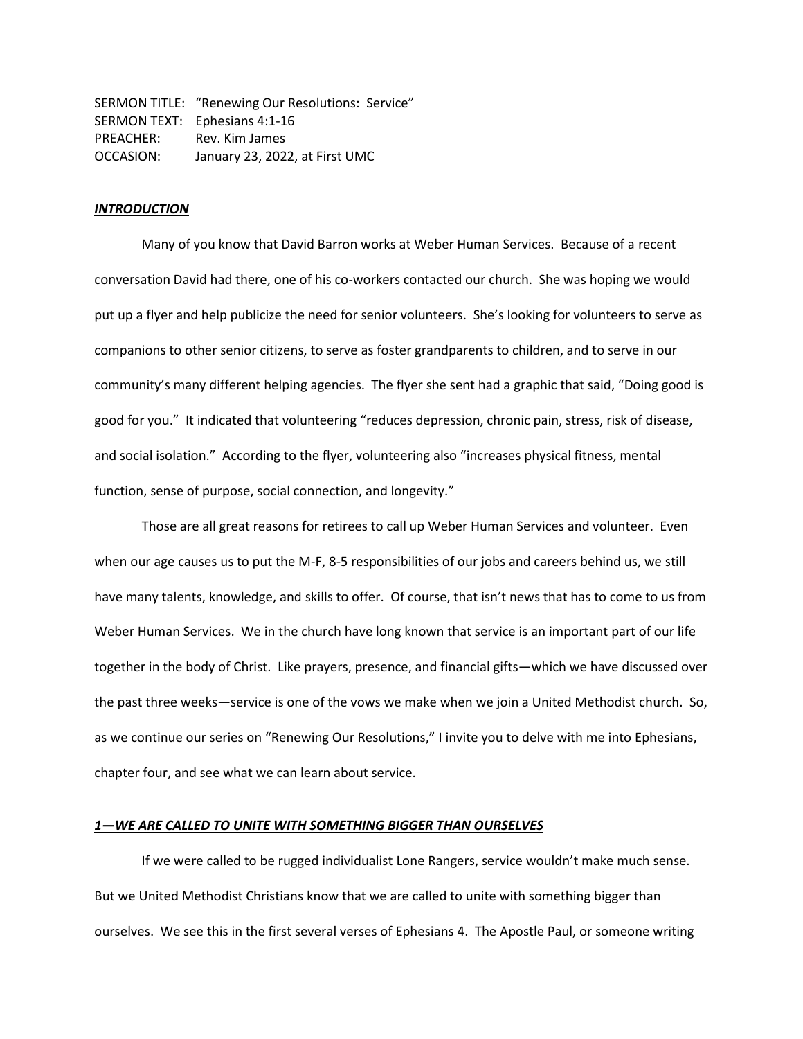SERMON TITLE: "Renewing Our Resolutions: Service"
SERMON TEXT: Ephesians 4:1-16
PREACHER: Rev. Kim James
OCCASION: January 23, 2022, at First UMC

***INTRODUCTION***

Many of you know that David Barron works at Weber Human Services. Because of a recent conversation David had there, one of his co-workers contacted our church. She was hoping we would put up a flyer and help publicize the need for senior volunteers. She's looking for volunteers to serve as companions to other senior citizens, to serve as foster grandparents to children, and to serve in our community's many different helping agencies. The flyer she sent had a graphic that said, "Doing good is good for you." It indicated that volunteering "reduces depression, chronic pain, stress, risk of disease, and social isolation." According to the flyer, volunteering also "increases physical fitness, mental function, sense of purpose, social connection, and longevity."

Those are all great reasons for retirees to call up Weber Human Services and volunteer. Even when our age causes us to put the M-F, 8-5 responsibilities of our jobs and careers behind us, we still have many talents, knowledge, and skills to offer. Of course, that isn't news that has to come to us from Weber Human Services. We in the church have long known that service is an important part of our life together in the body of Christ. Like prayers, presence, and financial gifts—which we have discussed over the past three weeks—service is one of the vows we make when we join a United Methodist church. So, as we continue our series on "Renewing Our Resolutions," I invite you to delve with me into Ephesians, chapter four, and see what we can learn about service.

***1—WE ARE CALLED TO UNITE WITH SOMETHING BIGGER THAN OURSELVES***

If we were called to be rugged individualist Lone Rangers, service wouldn't make much sense. But we United Methodist Christians know that we are called to unite with something bigger than ourselves. We see this in the first several verses of Ephesians 4. The Apostle Paul, or someone writing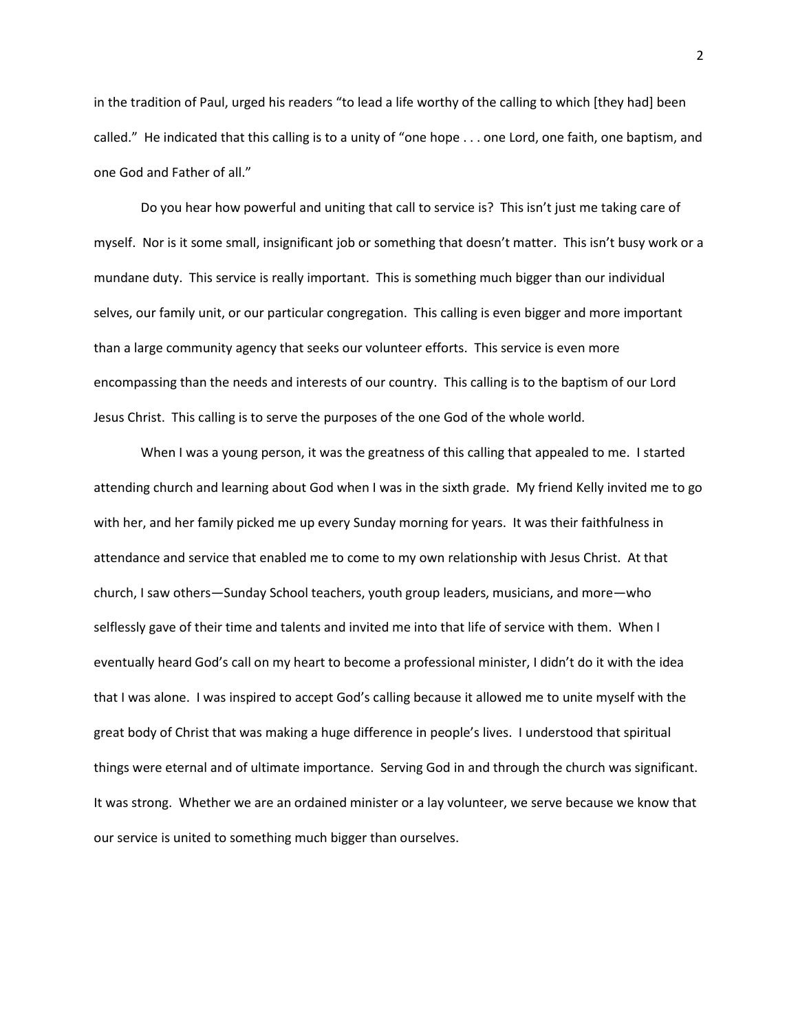in the tradition of Paul, urged his readers "to lead a life worthy of the calling to which [they had] been called." He indicated that this calling is to a unity of "one hope . . . one Lord, one faith, one baptism, and one God and Father of all."

Do you hear how powerful and uniting that call to service is? This isn't just me taking care of myself. Nor is it some small, insignificant job or something that doesn't matter. This isn't busy work or a mundane duty. This service is really important. This is something much bigger than our individual selves, our family unit, or our particular congregation. This calling is even bigger and more important than a large community agency that seeks our volunteer efforts. This service is even more encompassing than the needs and interests of our country. This calling is to the baptism of our Lord Jesus Christ. This calling is to serve the purposes of the one God of the whole world.

When I was a young person, it was the greatness of this calling that appealed to me. I started attending church and learning about God when I was in the sixth grade. My friend Kelly invited me to go with her, and her family picked me up every Sunday morning for years. It was their faithfulness in attendance and service that enabled me to come to my own relationship with Jesus Christ. At that church, I saw others—Sunday School teachers, youth group leaders, musicians, and more—who selflessly gave of their time and talents and invited me into that life of service with them. When I eventually heard God's call on my heart to become a professional minister, I didn't do it with the idea that I was alone. I was inspired to accept God's calling because it allowed me to unite myself with the great body of Christ that was making a huge difference in people's lives. I understood that spiritual things were eternal and of ultimate importance. Serving God in and through the church was significant. It was strong. Whether we are an ordained minister or a lay volunteer, we serve because we know that our service is united to something much bigger than ourselves.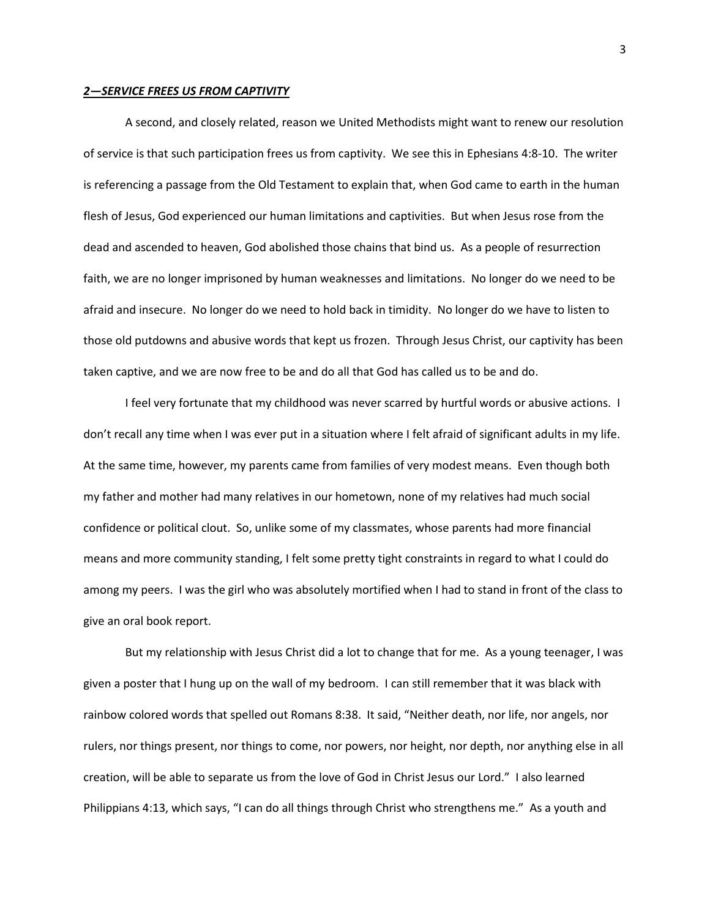***2—SERVICE FREES US FROM CAPTIVITY***

A second, and closely related, reason we United Methodists might want to renew our resolution of service is that such participation frees us from captivity. We see this in Ephesians 4:8-10. The writer is referencing a passage from the Old Testament to explain that, when God came to earth in the human flesh of Jesus, God experienced our human limitations and captivities. But when Jesus rose from the dead and ascended to heaven, God abolished those chains that bind us. As a people of resurrection faith, we are no longer imprisoned by human weaknesses and limitations. No longer do we need to be afraid and insecure. No longer do we need to hold back in timidity. No longer do we have to listen to those old putdowns and abusive words that kept us frozen. Through Jesus Christ, our captivity has been taken captive, and we are now free to be and do all that God has called us to be and do.

I feel very fortunate that my childhood was never scarred by hurtful words or abusive actions. I don't recall any time when I was ever put in a situation where I felt afraid of significant adults in my life. At the same time, however, my parents came from families of very modest means. Even though both my father and mother had many relatives in our hometown, none of my relatives had much social confidence or political clout. So, unlike some of my classmates, whose parents had more financial means and more community standing, I felt some pretty tight constraints in regard to what I could do among my peers. I was the girl who was absolutely mortified when I had to stand in front of the class to give an oral book report.

But my relationship with Jesus Christ did a lot to change that for me. As a young teenager, I was given a poster that I hung up on the wall of my bedroom. I can still remember that it was black with rainbow colored words that spelled out Romans 8:38. It said, "Neither death, nor life, nor angels, nor rulers, nor things present, nor things to come, nor powers, nor height, nor depth, nor anything else in all creation, will be able to separate us from the love of God in Christ Jesus our Lord." I also learned Philippians 4:13, which says, "I can do all things through Christ who strengthens me." As a youth and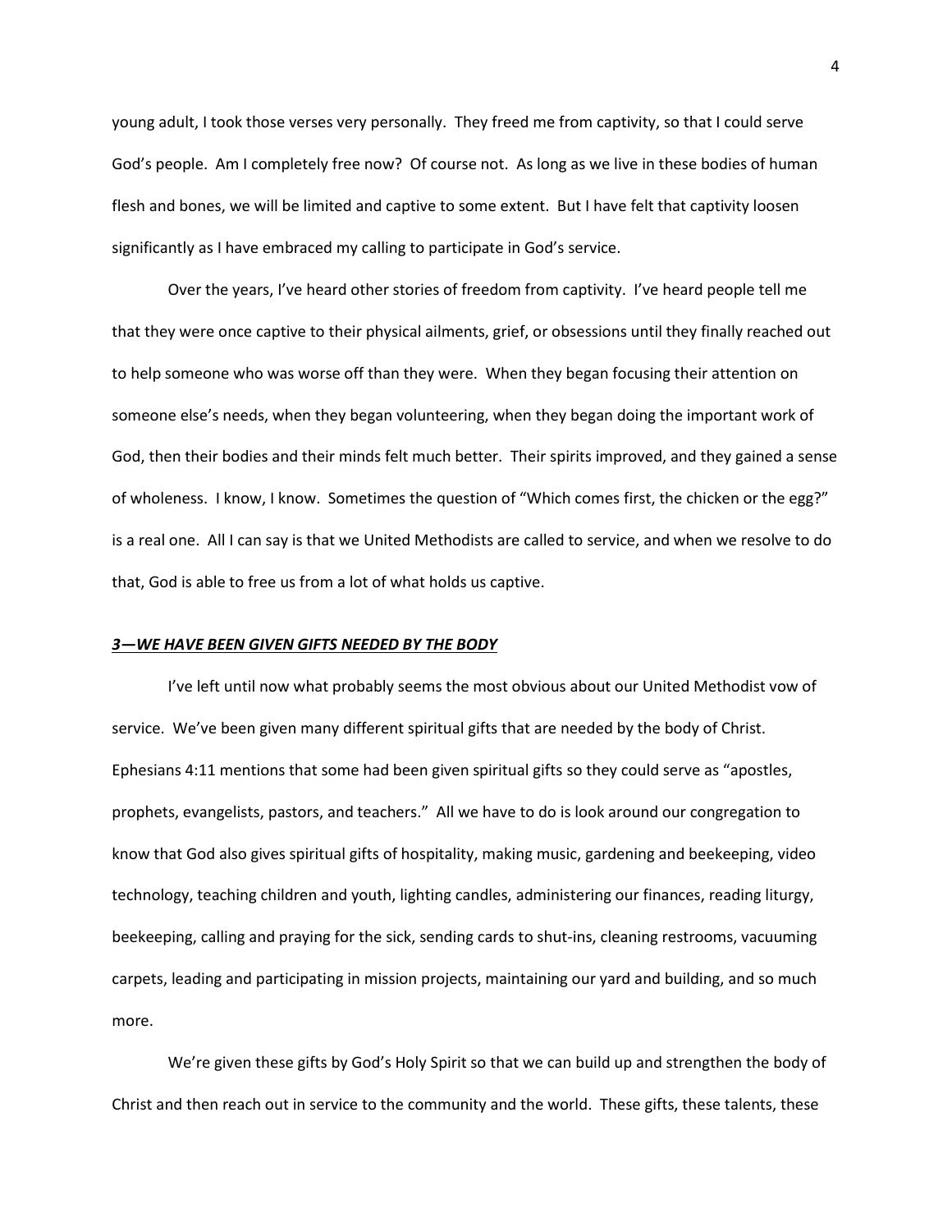young adult, I took those verses very personally. They freed me from captivity, so that I could serve God's people. Am I completely free now? Of course not. As long as we live in these bodies of human flesh and bones, we will be limited and captive to some extent. But I have felt that captivity loosen significantly as I have embraced my calling to participate in God's service.

Over the years, I've heard other stories of freedom from captivity. I've heard people tell me that they were once captive to their physical ailments, grief, or obsessions until they finally reached out to help someone who was worse off than they were. When they began focusing their attention on someone else's needs, when they began volunteering, when they began doing the important work of God, then their bodies and their minds felt much better. Their spirits improved, and they gained a sense of wholeness. I know, I know. Sometimes the question of "Which comes first, the chicken or the egg?" is a real one. All I can say is that we United Methodists are called to service, and when we resolve to do that, God is able to free us from a lot of what holds us captive.

### ***3—WE HAVE BEEN GIVEN GIFTS NEEDED BY THE BODY***

I've left until now what probably seems the most obvious about our United Methodist vow of service. We've been given many different spiritual gifts that are needed by the body of Christ. Ephesians 4:11 mentions that some had been given spiritual gifts so they could serve as "apostles, prophets, evangelists, pastors, and teachers." All we have to do is look around our congregation to know that God also gives spiritual gifts of hospitality, making music, gardening and beekeeping, video technology, teaching children and youth, lighting candles, administering our finances, reading liturgy, beekeeping, calling and praying for the sick, sending cards to shut-ins, cleaning restrooms, vacuuming carpets, leading and participating in mission projects, maintaining our yard and building, and so much more.

We're given these gifts by God's Holy Spirit so that we can build up and strengthen the body of Christ and then reach out in service to the community and the world. These gifts, these talents, these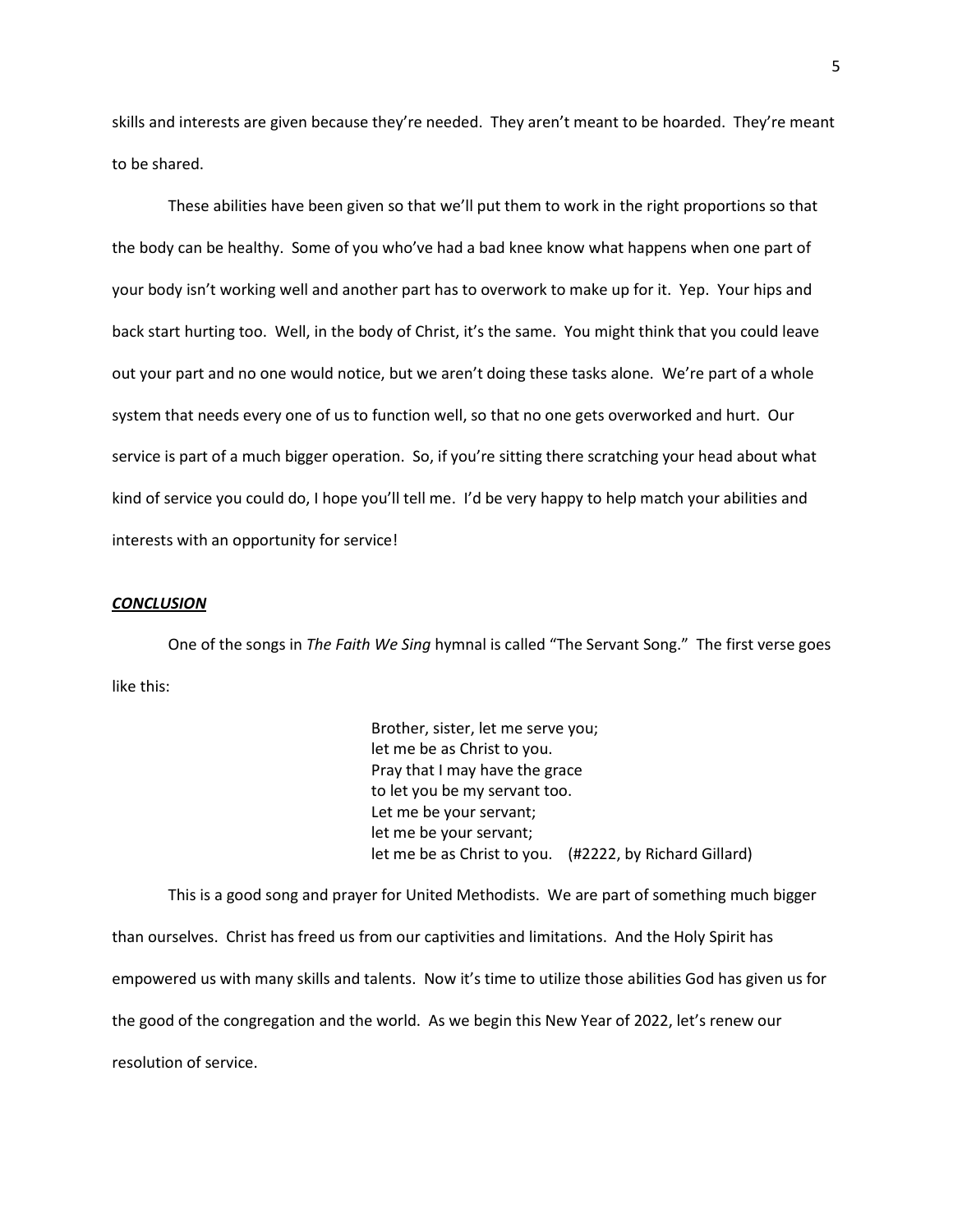skills and interests are given because they're needed. They aren't meant to be hoarded. They're meant to be shared.

These abilities have been given so that we'll put them to work in the right proportions so that the body can be healthy. Some of you who've had a bad knee know what happens when one part of your body isn't working well and another part has to overwork to make up for it. Yep. Your hips and back start hurting too. Well, in the body of Christ, it's the same. You might think that you could leave out your part and no one would notice, but we aren't doing these tasks alone. We're part of a whole system that needs every one of us to function well, so that no one gets overworked and hurt. Our service is part of a much bigger operation. So, if you're sitting there scratching your head about what kind of service you could do, I hope you'll tell me. I'd be very happy to help match your abilities and interests with an opportunity for service!

***CONCLUSION***

One of the songs in *The Faith We Sing* hymnal is called "The Servant Song." The first verse goes like this:

> Brother, sister, let me serve you;
> let me be as Christ to you.
> Pray that I may have the grace
> to let you be my servant too.
> Let me be your servant;
> let me be your servant;
> let me be as Christ to you. (#2222, by Richard Gillard)

This is a good song and prayer for United Methodists. We are part of something much bigger than ourselves. Christ has freed us from our captivities and limitations. And the Holy Spirit has empowered us with many skills and talents. Now it's time to utilize those abilities God has given us for the good of the congregation and the world. As we begin this New Year of 2022, let's renew our resolution of service.